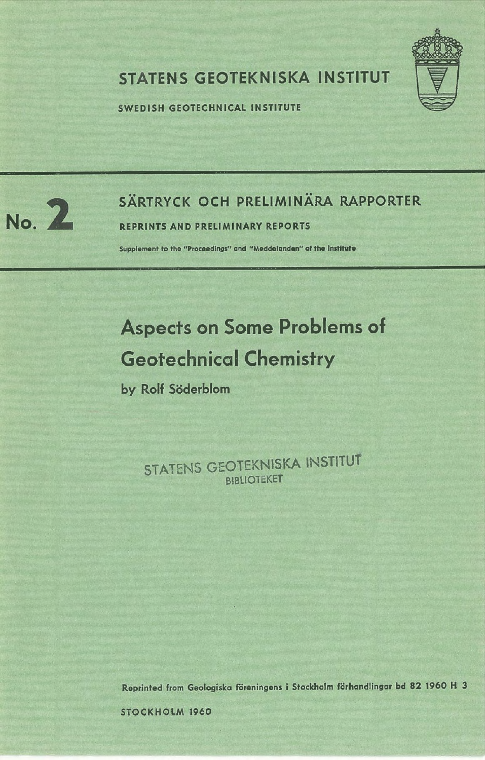# STATENS GEOTEKNISKA INSTITUT

SWEDISH GEOTECHNICAL INSTITUTE

**No. 2**

## SÄRTRYCK OCH PRELIMINÄRA RAPPORTER

REPRINTS AND PRELIMINARY REPORTS

Supplement to the "Proceedings" and "Meddelanden" of the Institute

# Aspects on Some Problems of Geotechnical Chemistry

by Rolf Söderblom

STATENS GEOTEKNISKA INSTITUT
BIBLIOTEKET

Reprinted from Geologiska föreningens i Stockholm förhandlingar bd 82 1960 H 3

STOCKHOLM 1960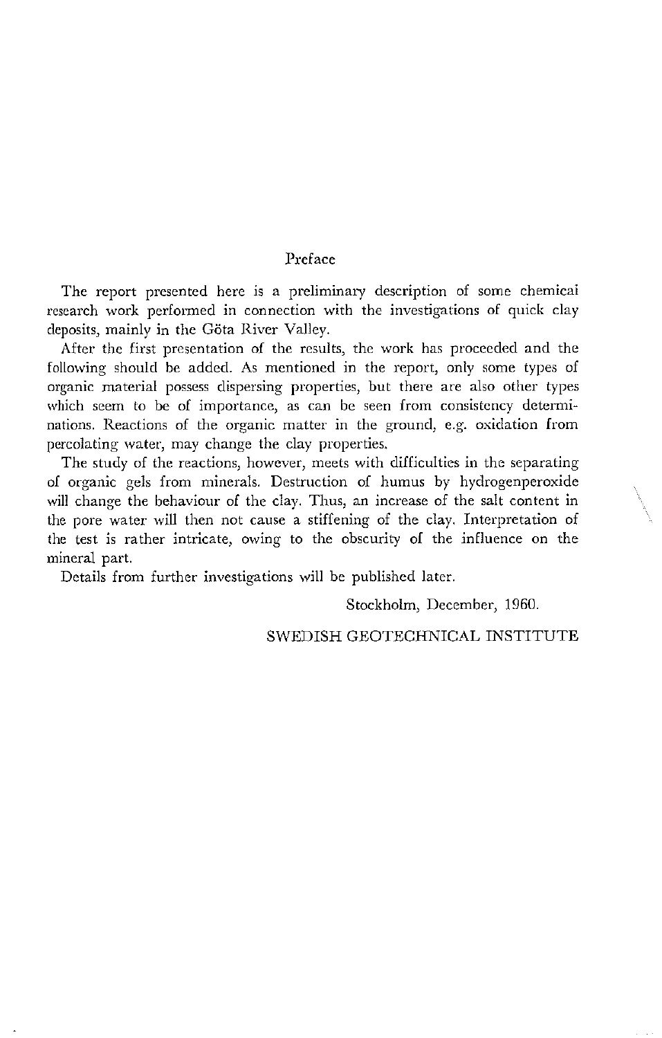## Preface

The report presented here is a preliminary description of some chemical research work performed in connection with the investigations of quick clay deposits, mainly in the Göta River Valley.

After the first presentation of the results, the work has proceeded and the following should be added. As mentioned in the report, only some types of organic material possess dispersing properties, but there are also other types which seem to be of importance, as can be seen from consistency determinations. Reactions of the organic matter in the ground, e.g. oxidation from percolating water, may change the clay properties.

The study of the reactions, however, meets with difficulties in the separating of organic gels from minerals. Destruction of humus by hydrogenperoxide will change the behaviour of the clay. Thus, an increase of the salt content in the pore water will then not cause a stiffening of the clay. Interpretation of the test is rather intricate, owing to the obscurity of the influence on the mineral part.

Details from further investigations will be published later.

Stockholm, December, 1960.

SWEDISH GEOTECHNICAL INSTITUTE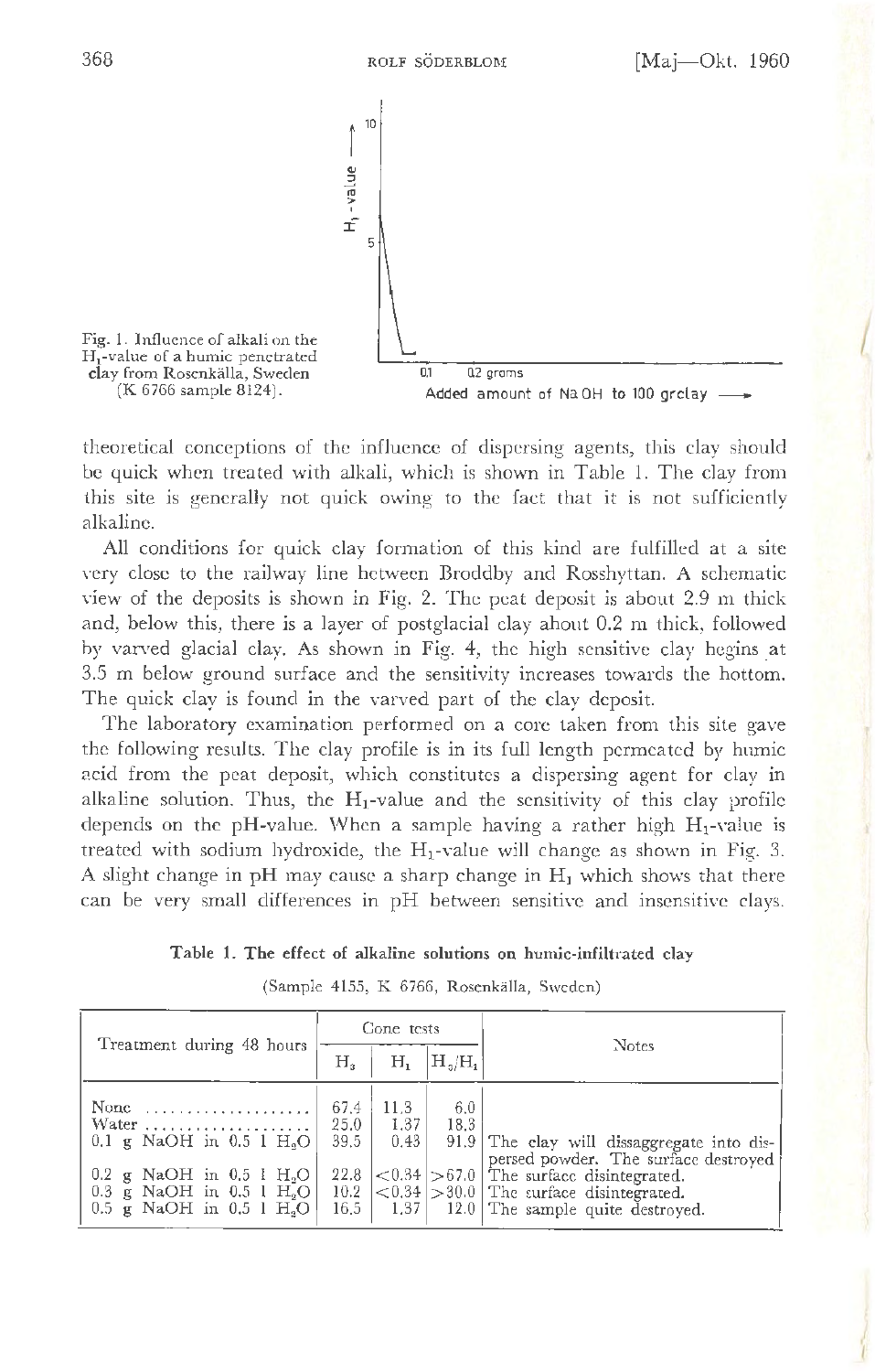Fig. 1. Influence of alkali on the $H_1$-value of a humic penetrated clay from Rosenkälla, Sweden (K 6766 sample 8124).

theoretical conceptions of the influence of dispersing agents, this clay should be quick when treated with alkali, which is shown in Table 1. The clay from this site is generally not quick owing to the fact that it is not sufficiently alkaline.

All conditions for quick clay formation of this kind are fulfilled at a site very close to the railway line between Broddby and Rosshyttan. A schematic view of the deposits is shown in Fig. 2. The peat deposit is about 2.9 m thick and, below this, there is a layer of postglacial clay about 0.2 m thick, followed by varved glacial clay. As shown in Fig. 4, the high sensitive clay begins at 3.5 m below ground surface and the sensitivity increases towards the bottom. The quick clay is found in the varved part of the clay deposit.

The laboratory examination performed on a core taken from this site gave the following results. The clay profile is in its full length permeated by humic acid from the peat deposit, which constitutes a dispersing agent for clay in alkaline solution. Thus, the $H_1$-value and the sensitivity of this clay profile depends on the pH-value. When a sample having a rather high $H_1$-value is treated with sodium hydroxide, the $H_1$-value will change as shown in Fig. 3. A slight change in pH may cause a sharp change in $H_1$ which shows that there can be very small differences in pH between sensitive and insensitive clays.

**Table 1. The effect of alkaline solutions on humic-infiltrated clay**

(Sample 4155, K 6766, Rosenkälla, Sweden)

| Treatment during 48 hours | Cone tests | | | Notes |
|---|---|---|---|---|
| | $H_3$ | $H_1$ | $H_3/H_1$ | |
| None | 67.4 | 11.3 | 6.0 | |
| Water | 25.0 | 1.37 | 18.3 | |
| 0.1 g NaOH in 0.5 l $H_2O$ | 39.5 | 0.43 | 91.9 | The clay will dissaggregate into dispersed powder. The surface destroyed |
| 0.2 g NaOH in 0.5 l $H_2O$ | 22.8 | <0.34 | >67.0 | The surface disintegrated. |
| 0.3 g NaOH in 0.5 l $H_2O$ | 10.2 | <0.34 | >30.0 | The surface disintegrated. |
| 0.5 g NaOH in 0.5 l $H_2O$ | 16.5 | 1.37 | 12.0 | The sample quite destroyed. |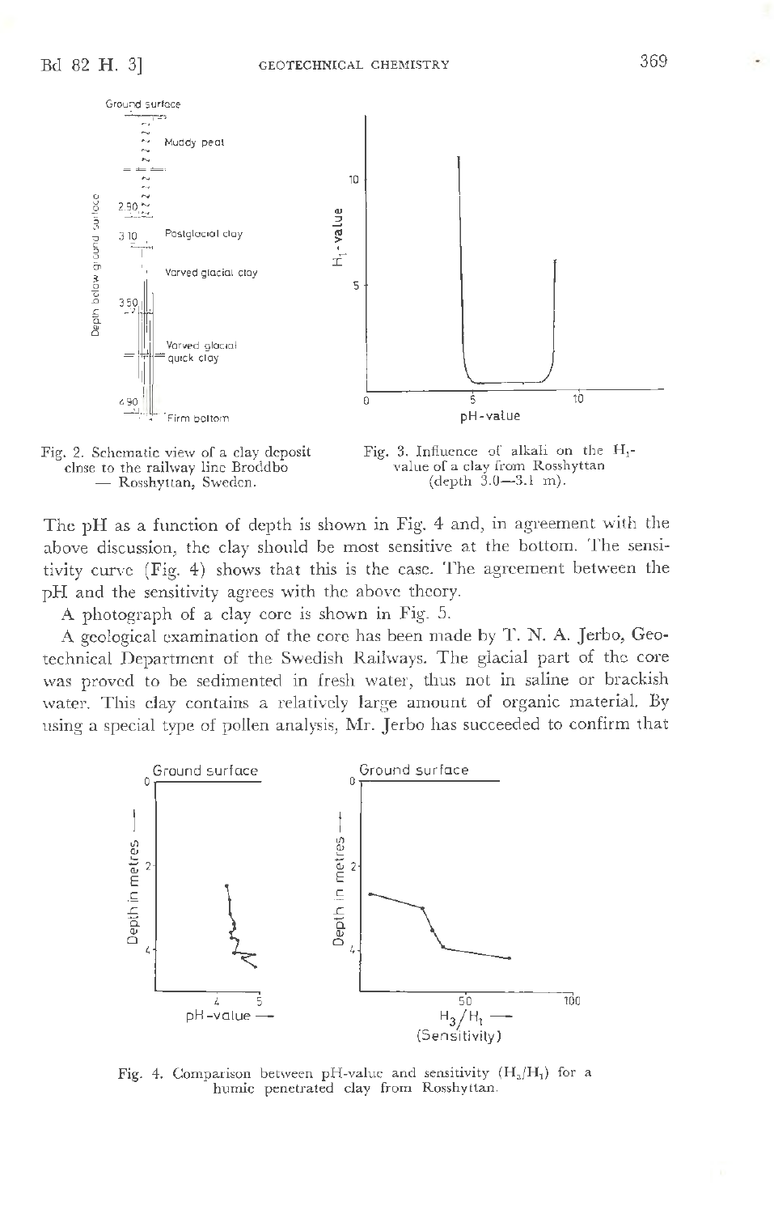Fig. 2. Schematic view of a clay deposit close to the railway line Broddbo — Rosshyttan, Sweden.

Fig. 3. Influence of alkali on the $H_1$-value of a clay from Rosshyttan (depth 3.0—3.1 m).

The pH as a function of depth is shown in Fig. 4 and, in agreement with the above discussion, the clay should be most sensitive at the bottom. The sensitivity curve (Fig. 4) shows that this is the case. The agreement between the pH and the sensitivity agrees with the above theory.

A photograph of a clay core is shown in Fig. 5.

A geological examination of the core has been made by T. N. A. Jerbo, Geotechnical Department of the Swedish Railways. The glacial part of the core was proved to be sedimented in fresh water, thus not in saline or brackish water. This clay contains a relatively large amount of organic material. By using a special type of pollen analysis, Mr. Jerbo has succeeded to confirm that

Fig. 4. Comparison between pH-value and sensitivity ($H_3/H_1$) for a humic penetrated clay from Rosshyttan.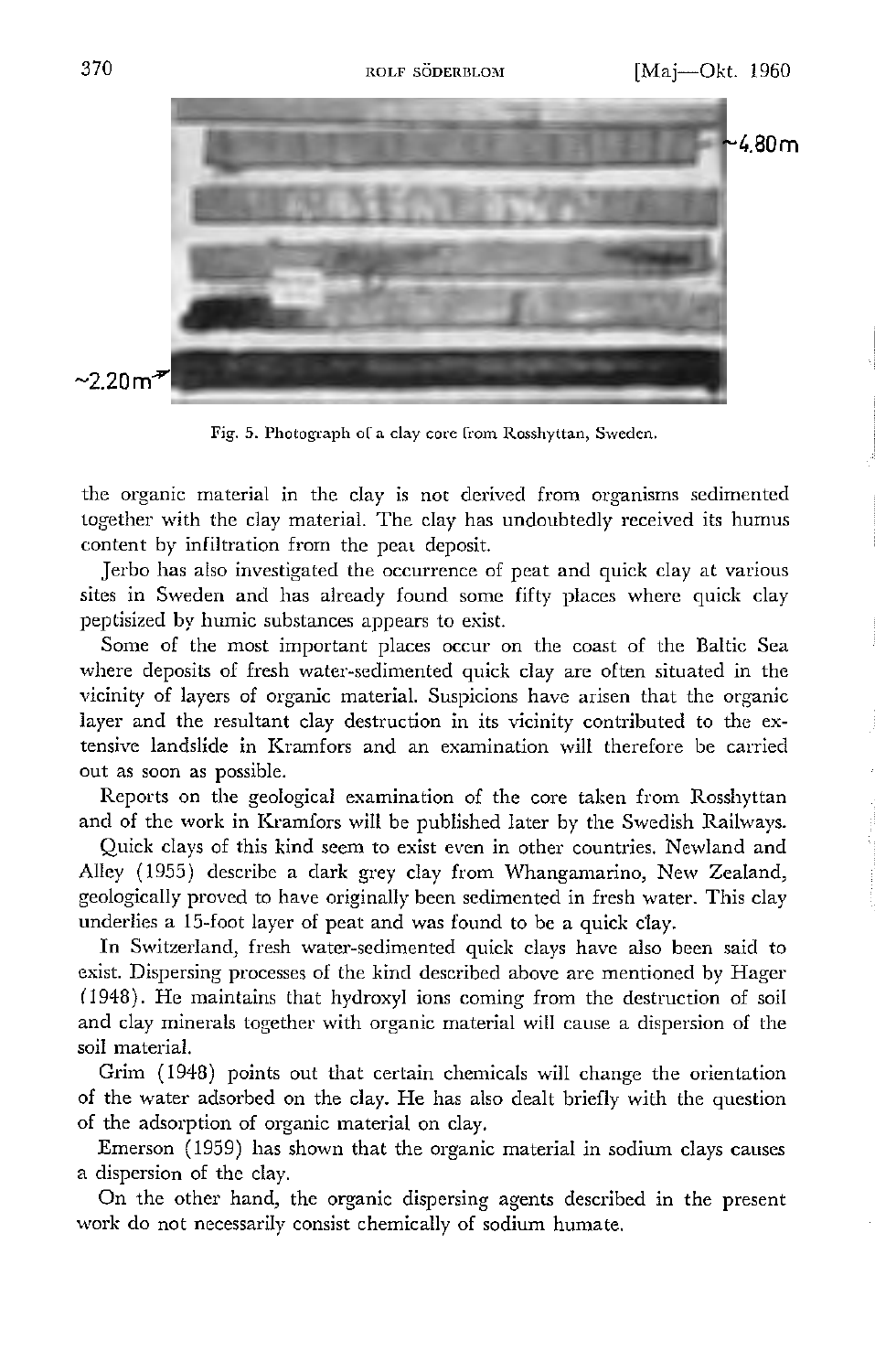~4.80 m

~2.20 m

Fig. 5. Photograph of a clay core from Rosshyttan, Sweden.

the organic material in the clay is not derived from organisms sedimented together with the clay material. The clay has undoubtedly received its humus content by infiltration from the peat deposit.

Jerbo has also investigated the occurrence of peat and quick clay at various sites in Sweden and has already found some fifty places where quick clay peptisized by humic substances appears to exist.

Some of the most important places occur on the coast of the Baltic Sea where deposits of fresh water-sedimented quick clay are often situated in the vicinity of layers of organic material. Suspicions have arisen that the organic layer and the resultant clay destruction in its vicinity contributed to the extensive landslide in Kramfors and an examination will therefore be carried out as soon as possible.

Reports on the geological examination of the core taken from Rosshyttan and of the work in Kramfors will be published later by the Swedish Railways.

Quick clays of this kind seem to exist even in other countries. Newland and Alley (1955) describe a dark grey clay from Whangamarino, New Zealand, geologically proved to have originally been sedimented in fresh water. This clay underlies a 15-foot layer of peat and was found to be a quick clay.

In Switzerland, fresh water-sedimented quick clays have also been said to exist. Dispersing processes of the kind described above are mentioned by Hager (1948). He maintains that hydroxyl ions coming from the destruction of soil and clay minerals together with organic material will cause a dispersion of the soil material.

Grim (1948) points out that certain chemicals will change the orientation of the water adsorbed on the clay. He has also dealt briefly with the question of the adsorption of organic material on clay.

Emerson (1959) has shown that the organic material in sodium clays causes a dispersion of the clay.

On the other hand, the organic dispersing agents described in the present work do not necessarily consist chemically of sodium humate.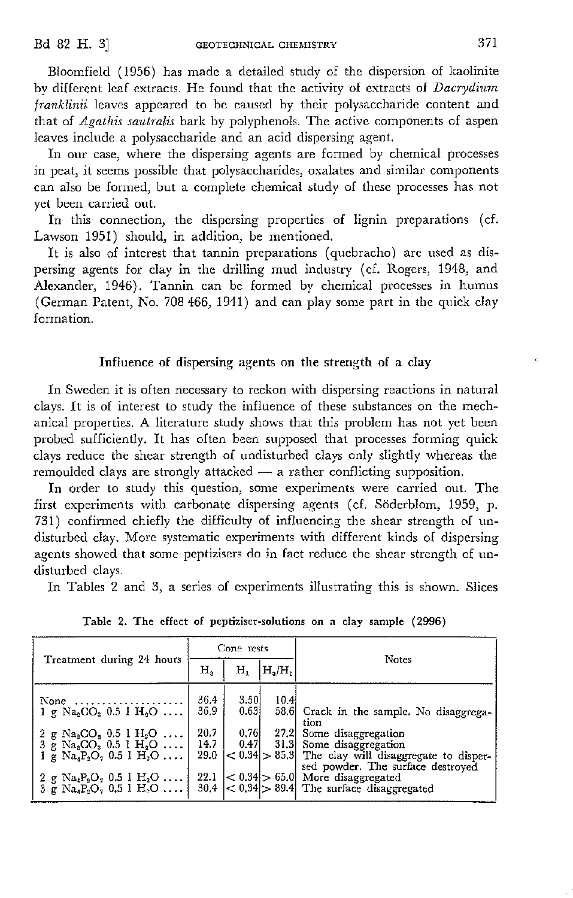Bloomfield (1956) has made a detailed study of the dispersion of kaolinite by different leaf extracts. He found that the activity of extracts of *Dacrydium franklinii* leaves appeared to be caused by their polysaccharide content and that of *Agathis sautralis* bark by polyphenols. The active components of aspen leaves include a polysaccharide and an acid dispersing agent.

In our case, where the dispersing agents are formed by chemical processes in peat, it seems possible that polysaccharides, oxalates and similar components can also be formed, but a complete chemical study of these processes has not yet been carried out.

In this connection, the dispersing properties of lignin preparations (cf. Lawson 1951) should, in addition, be mentioned.

It is also of interest that tannin preparations (quebracho) are used as dispersing agents for clay in the drilling mud industry (cf. Rogers, 1948, and Alexander, 1946). Tannin can be formed by chemical processes in humus (German Patent, No. 708 466, 1941) and can play some part in the quick clay formation.

## Influence of dispersing agents on the strength of a clay

In Sweden it is often necessary to reckon with dispersing reactions in natural clays. It is of interest to study the influence of these substances on the mechanical properties. A literature study shows that this problem has not yet been probed sufficiently. It has often been supposed that processes forming quick clays reduce the shear strength of undisturbed clays only slightly whereas the remoulded clays are strongly attacked — a rather conflicting supposition.

In order to study this question, some experiments were carried out. The first experiments with carbonate dispersing agents (cf. Söderblom, 1959, p. 731) confirmed chiefly the difficulty of influencing the shear strength of undisturbed clay. More systematic experiments with different kinds of dispersing agents showed that some peptizisers do in fact reduce the shear strength of undisturbed clays.

In Tables 2 and 3, a series of experiments illustrating this is shown. Slices

Table 2. The effect of peptiziser-solutions on a clay sample (2996)

| Treatment during 24 hours | Cone tests | | | Notes |
|---|---|---|---|---|
| | $H_3$ | $H_1$ | $H_3/H_1$ | |
| None .................... | 36.4 | 3.50 | 10.4 | |
| 1 g $Na_2CO_3$ 0.5 l $H_2O$ .... | 36.9 | 0.63 | 58.6 | Crack in the sample. No disaggregation |
| 2 g $Na_2CO_3$ 0.5 l $H_2O$ .... | 20.7 | 0.76 | 27.2 | Some disaggregation |
| 3 g $Na_2CO_3$ 0.5 l $H_2O$ .... | 14.7 | 0.47 | 31.3 | Some disaggregation |
| 1 g $Na_4P_2O_7$ 0.5 l $H_2O$ .... | 29.0 | < 0.34 | > 85.3 | The clay will disaggregate to dispersed powder. The surface destroyed |
| 2 g $Na_4P_2O_7$ 0.5 l $H_2O$ .... | 22.1 | < 0.34 | > 65.0 | More disaggregated |
| 3 g $Na_4P_2O_7$ 0.5 l $H_2O$ .... | 30.4 | < 0.34 | > 89.4 | The surface disaggregated |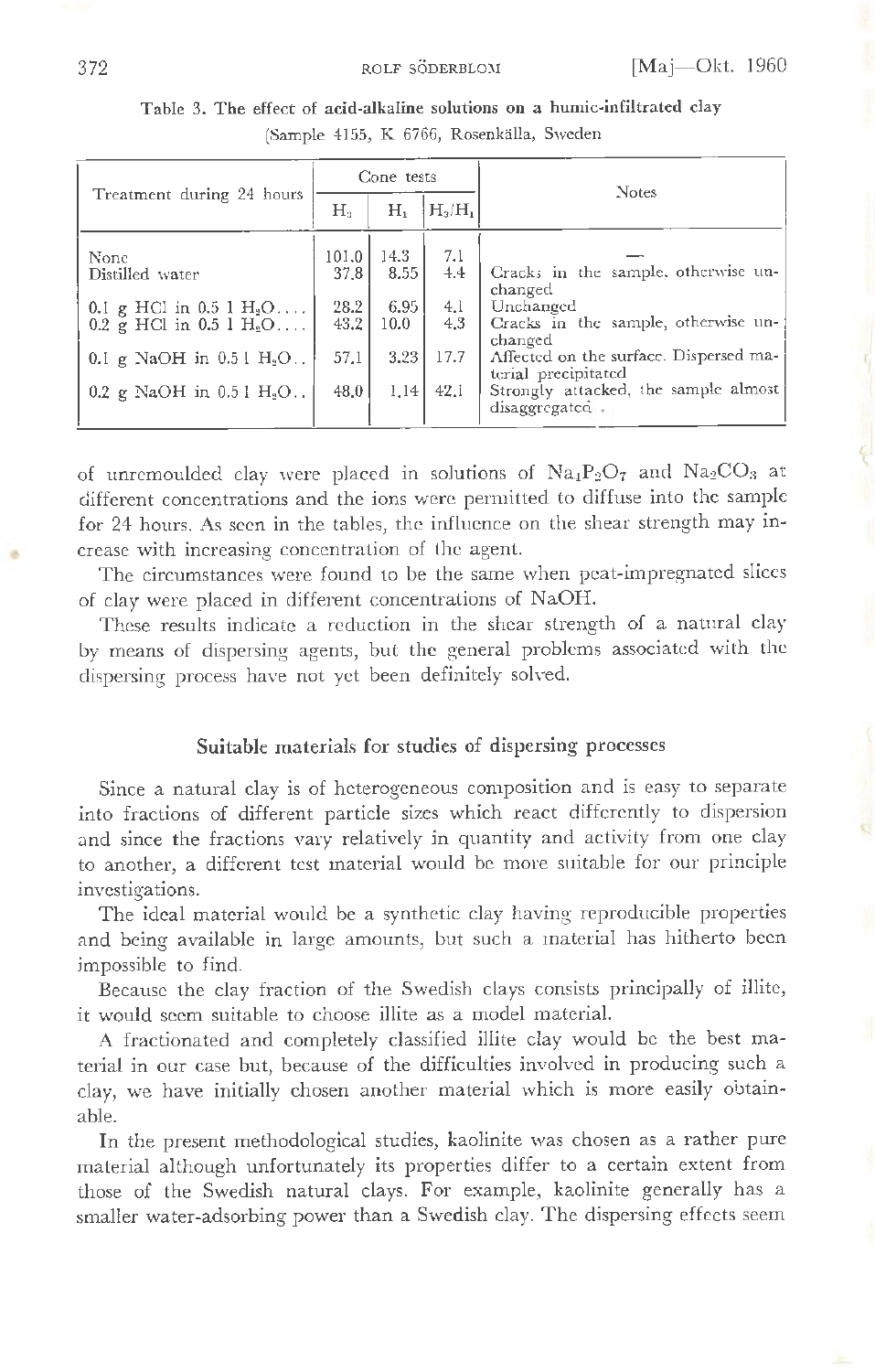Table 3. The effect of acid-alkaline solutions on a humic-infiltrated clay (Sample 4155, K 6766, Rosenkälla, Sweden

| Treatment during 24 hours | Cone tests | | | Notes |
|---|---|---|---|---|
| | $H_3$ | $H_1$ | $H_3/H_1$ | |
| None | 101.0 | 14.3 | 7.1 | — |
| Distilled water | 37.8 | 8.55 | 4.4 | Cracks in the sample, otherwise unchanged |
| 0.1 g HCl in 0.5 l $H_2O$.... | 28.2 | 6.95 | 4.1 | Unchanged |
| 0.2 g HCl in 0.5 l $H_2O$.... | 43.2 | 10.0 | 4.3 | Cracks in the sample, otherwise unchanged |
| 0.1 g NaOH in 0.5 l $H_2O$.. | 57.1 | 3.23 | 17.7 | Affected on the surface. Dispersed material precipitated |
| 0.2 g NaOH in 0.5 l $H_2O$.. | 48.0 | 1.14 | 42.1 | Strongly attacked, the sample almost disaggregated |

of unremoulded clay were placed in solutions of $Na_4P_2O_7$ and $Na_2CO_3$ at different concentrations and the ions were permitted to diffuse into the sample for 24 hours. As seen in the tables, the influence on the shear strength may increase with increasing concentration of the agent.

The circumstances were found to be the same when peat-impregnated slices of clay were placed in different concentrations of NaOH.

These results indicate a reduction in the shear strength of a natural clay by means of dispersing agents, but the general problems associated with the dispersing process have not yet been definitely solved.

## Suitable materials for studies of dispersing processes

Since a natural clay is of heterogeneous composition and is easy to separate into fractions of different particle sizes which react differently to dispersion and since the fractions vary relatively in quantity and activity from one clay to another, a different test material would be more suitable for our principle investigations.

The ideal material would be a synthetic clay having reproducible properties and being available in large amounts, but such a material has hitherto been impossible to find.

Because the clay fraction of the Swedish clays consists principally of illite, it would seem suitable to choose illite as a model material.

A fractionated and completely classified illite clay would be the best material in our case but, because of the difficulties involved in producing such a clay, we have initially chosen another material which is more easily obtainable.

In the present methodological studies, kaolinite was chosen as a rather pure material although unfortunately its properties differ to a certain extent from those of the Swedish natural clays. For example, kaolinite generally has a smaller water-adsorbing power than a Swedish clay. The dispersing effects seem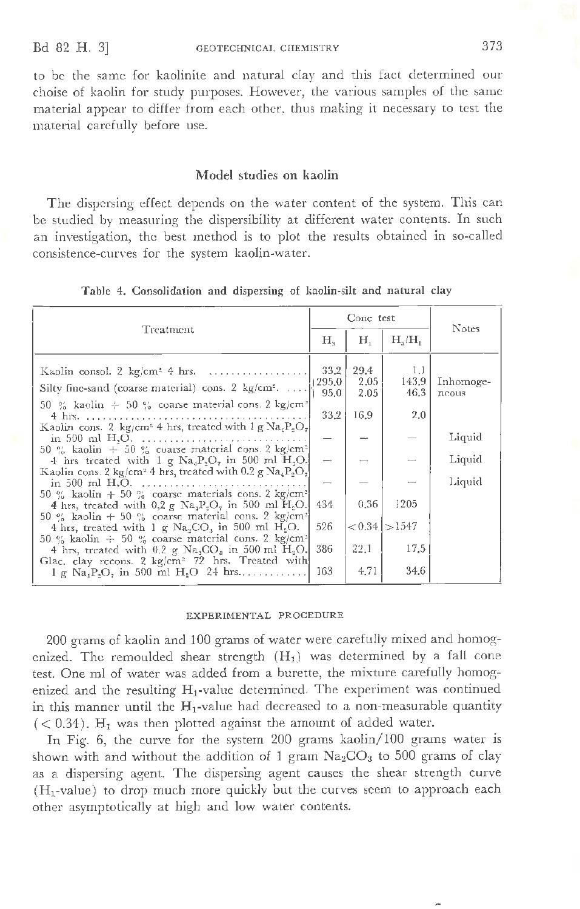to be the same for kaolinite and natural clay and this fact determined our choise of kaolin for study purposes. However, the various samples of the same material appear to differ from each other, thus making it necessary to test the material carefully before use.

## Model studies on kaolin

The dispersing effect depends on the water content of the system. This can be studied by measuring the dispersibility at different water contents. In such an investigation, the best method is to plot the results obtained in so-called consistence-curves for the system kaolin-water.

**Table 4. Consolidation and dispersing of kaolin-silt and natural clay**

| Treatment | Cone test | | | Notes |
|---|---|---|---|---|
| | $H_3$ | $H_1$ | $H_3/H_1$ | |
| Kaolin consol. 2 kg/cm² 4 hrs. | 33.2 | 29.4 | 1.1 | |
| Silty fine-sand (coarse material) cons. 2 kg/cm². | 295.0 / 95.0 | 2.05 / 2.05 | 143.9 / 46.3 | Inhomogeneous |
| 50 % kaolin + 50 % coarse material cons. 2 kg/cm² 4 hrs. | 33.2 | 16.9 | 2.0 | |
| Kaolin cons. 2 kg/cm² 4 hrs, treated with 1 g $Na_4P_2O_7$ in 500 ml $H_2O$. | — | — | — | Liquid |
| 50 % kaolin + 50 % coarse material cons. 2 kg/cm² 4 hrs treated with 1 g $Na_4P_2O_7$ in 500 ml $H_2O$. | — | — | — | Liquid |
| Kaolin cons. 2 kg/cm² 4 hrs, treated with 0.2 g $Na_4P_2O_7$ in 500 ml $H_2O$. | — | — | — | Liquid |
| 50 % kaolin + 50 % coarse materials cons. 2 kg/cm² 4 hrs, treated with 0,2 g $Na_4P_2O_7$ in 500 ml $H_2O$. | 434 | 0.36 | 1205 | |
| 50 % kaolin + 50 % coarse material cons. 2 kg/cm² 4 hrs, treated with 1 g $Na_2CO_3$ in 500 ml $H_2O$. | 526 | < 0.34 | > 1547 | |
| 50 % kaolin + 50 % coarse material cons. 2 kg/cm² 4 hrs, treated with 0.2 g $Na_2CO_3$ in 500 ml $H_2O$. | 386 | 22.1 | 17.5 | |
| Glac. clay recons. 2 kg/cm² 72 hrs. Treated with 1 g $Na_4P_2O_7$ in 500 ml $H_2O$ 24 hrs. | 163 | 4.71 | 34.6 | |

### EXPERIMENTAL PROCEDURE

200 grams of kaolin and 100 grams of water were carefully mixed and homogenized. The remoulded shear strength ($H_1$) was determined by a fall cone test. One ml of water was added from a burette, the mixture carefully homogenized and the resulting $H_1$-value determined. The experiment was continued in this manner until the $H_1$-value had decreased to a non-measurable quantity ($< 0.34$). $H_1$ was then plotted against the amount of added water.

In Fig. 6, the curve for the system 200 grams kaolin/100 grams water is shown with and without the addition of 1 gram $Na_2CO_3$ to 500 grams of clay as a dispersing agent. The dispersing agent causes the shear strength curve ($H_1$-value) to drop much more quickly but the curves seem to approach each other asymptotically at high and low water contents.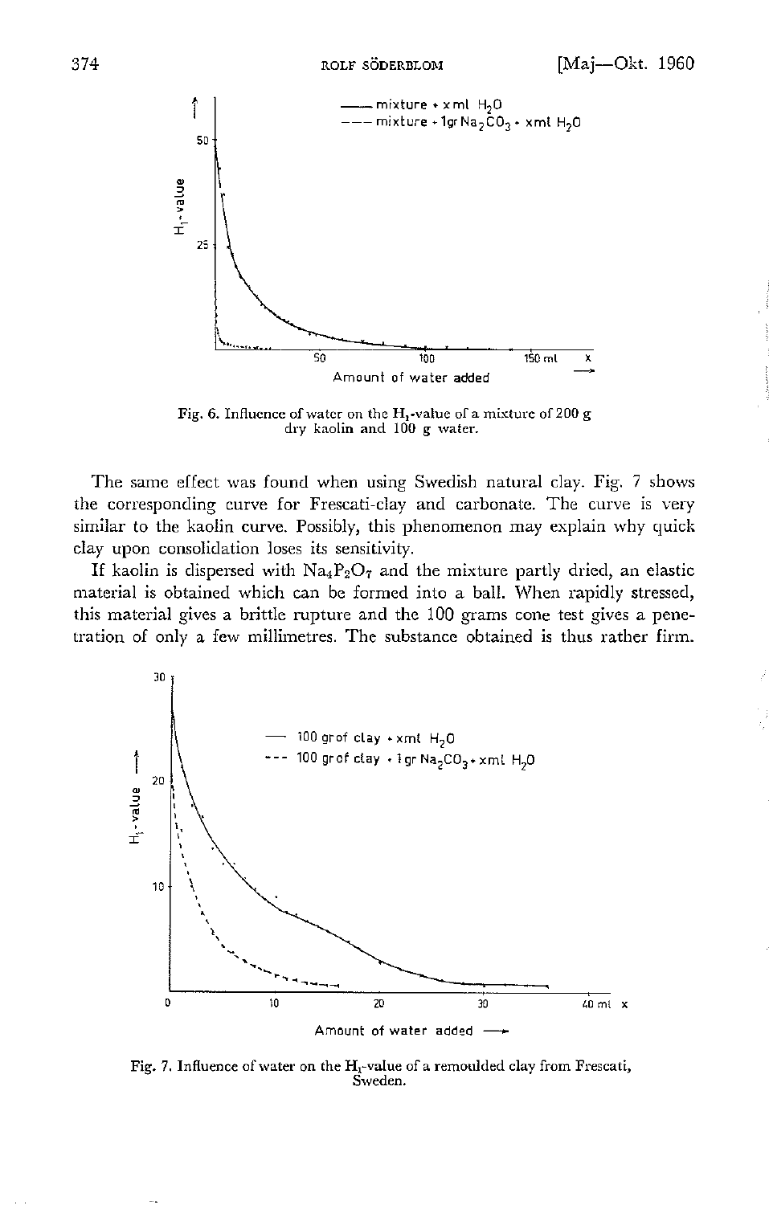Fig. 6. Influence of water on the $H_1$-value of a mixture of 200 g dry kaolin and 100 g water.

The same effect was found when using Swedish natural clay. Fig. 7 shows the corresponding curve for Frescati-clay and carbonate. The curve is very similar to the kaolin curve. Possibly, this phenomenon may explain why quick clay upon consolidation loses its sensitivity.

If kaolin is dispersed with $Na_4P_2O_7$ and the mixture partly dried, an elastic material is obtained which can be formed into a ball. When rapidly stressed, this material gives a brittle rupture and the 100 grams cone test gives a penetration of only a few millimetres. The substance obtained is thus rather firm.

Fig. 7. Influence of water on the $H_1$-value of a remoulded clay from Frescati, Sweden.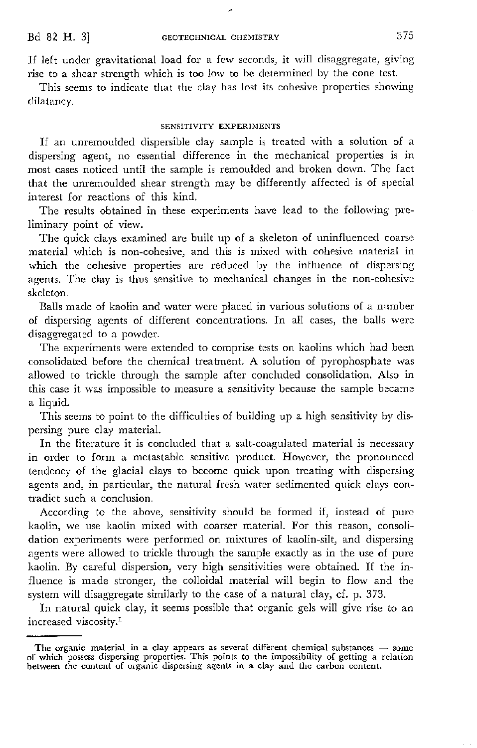If left under gravitational load for a few seconds, it will disaggregate, giving rise to a shear strength which is too low to be determined by the cone test.

This seems to indicate that the clay has lost its cohesive properties showing dilatancy.

## SENSITIVITY EXPERIMENTS

If an unremoulded dispersible clay sample is treated with a solution of a dispersing agent, no essential difference in the mechanical properties is in most cases noticed until the sample is remoulded and broken down. The fact that the unremoulded shear strength may be differently affected is of special interest for reactions of this kind.

The results obtained in these experiments have lead to the following preliminary point of view.

The quick clays examined are built up of a skeleton of uninfluenced coarse material which is non-cohesive, and this is mixed with cohesive material in which the cohesive properties are reduced by the influence of dispersing agents. The clay is thus sensitive to mechanical changes in the non-cohesive skeleton.

Balls made of kaolin and water were placed in various solutions of a number of dispersing agents of different concentrations. In all cases, the balls were disaggregated to a powder.

The experiments were extended to comprise tests on kaolins which had been consolidated before the chemical treatment. A solution of pyrophosphate was allowed to trickle through the sample after concluded consolidation. Also in this case it was impossible to measure a sensitivity because the sample became a liquid.

This seems to point to the difficulties of building up a high sensitivity by dispersing pure clay material.

In the literature it is concluded that a salt-coagulated material is necessary in order to form a metastable sensitive product. However, the pronounced tendency of the glacial clays to become quick upon treating with dispersing agents and, in particular, the natural fresh water sedimented quick clays contradict such a conclusion.

According to the above, sensitivity should be formed if, instead of pure kaolin, we use kaolin mixed with coarser material. For this reason, consolidation experiments were performed on mixtures of kaolin-silt, and dispersing agents were allowed to trickle through the sample exactly as in the use of pure kaolin. By careful dispersion, very high sensitivities were obtained. If the influence is made stronger, the colloidal material will begin to flow and the system will disaggregate similarly to the case of a natural clay, cf. p. 373.

In natural quick clay, it seems possible that organic gels will give rise to an increased viscosity.[1]

---

[1] The organic material in a clay appears as several different chemical substances — some of which possess dispersing properties. This points to the impossibility of getting a relation between the content of organic dispersing agents in a clay and the carbon content.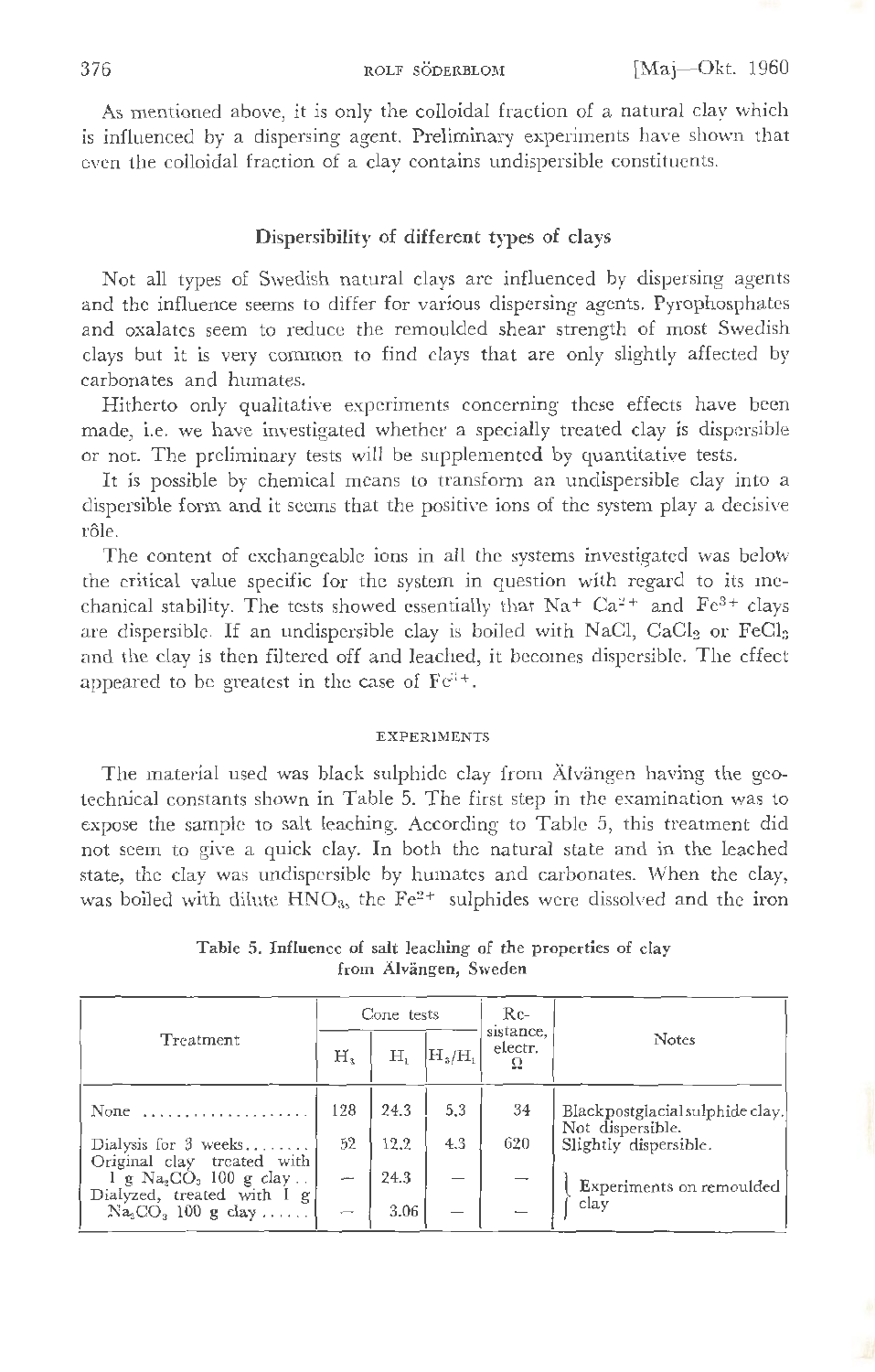As mentioned above, it is only the colloidal fraction of a natural clay which is influenced by a dispersing agent. Preliminary experiments have shown that even the colloidal fraction of a clay contains undispersible constituents.

### Dispersibility of different types of clays

Not all types of Swedish natural clays are influenced by dispersing agents and the influence seems to differ for various dispersing agents. Pyrophosphates and oxalates seem to reduce the remoulded shear strength of most Swedish clays but it is very common to find clays that are only slightly affected by carbonates and humates.

Hitherto only qualitative experiments concerning these effects have been made, i.e. we have investigated whether a specially treated clay is dispersible or not. The preliminary tests will be supplemented by quantitative tests.

It is possible by chemical means to transform an undispersible clay into a dispersible form and it seems that the positive ions of the system play a decisive rôle.

The content of exchangeable ions in all the systems investigated was below the critical value specific for the system in question with regard to its mechanical stability. The tests showed essentially that $Na^{+}$ $Ca^{2+}$ and $Fe^{3+}$ clays are dispersible. If an undispersible clay is boiled with NaCl, $CaCl_2$ or $FeCl_3$ and the clay is then filtered off and leached, it becomes dispersible. The effect appeared to be greatest in the case of $Fe^{3+}$.

#### EXPERIMENTS

The material used was black sulphide clay from Älvängen having the geotechnical constants shown in Table 5. The first step in the examination was to expose the sample to salt leaching. According to Table 5, this treatment did not seem to give a quick clay. In both the natural state and in the leached state, the clay was undispersible by humates and carbonates. When the clay, was boiled with dilute $HNO_3$, the $Fe^{2+}$ sulphides were dissolved and the iron

**Table 5. Influence of salt leaching of the properties of clay from Älvängen, Sweden**

| Treatment | Cone tests | | | Resistance, electr. Ω | Notes |
|---|---|---|---|---|---|
| | $H_3$ | $H_1$ | $H_3/H_1$ | | |
| None .................... | 128 | 24.3 | 5.3 | 34 | Black postglacial sulphide clay. Not dispersible. |
| Dialysis for 3 weeks........ | 52 | 12.2 | 4.3 | 620 | Slightly dispersible. |
| Original clay treated with 1 g $Na_2CO_3$ 100 g clay.. | — | 24.3 | — | — | Experiments on remoulded clay |
| Dialyzed, treated with 1 g $Na_2CO_3$ 100 g clay...... | — | 3.06 | — | — | Experiments on remoulded clay |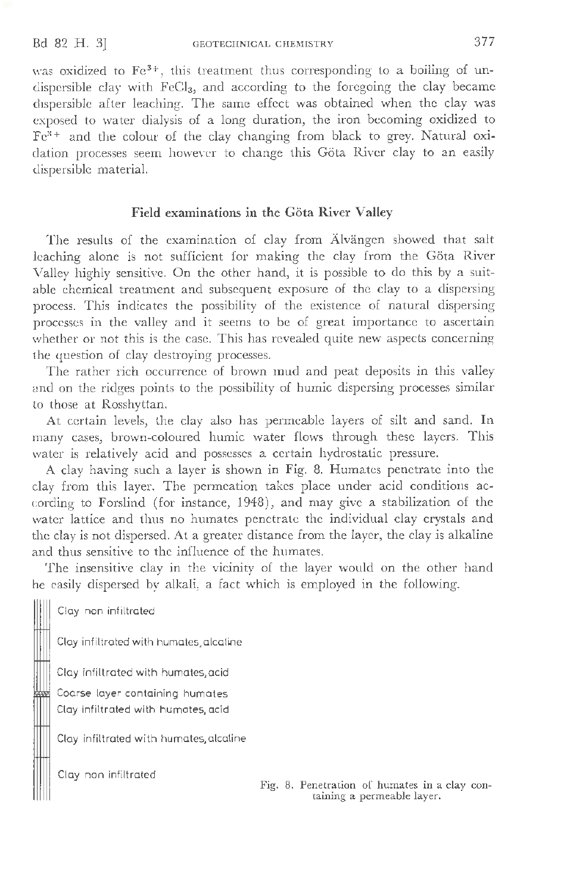was oxidized to $Fe^{3+}$, this treatment thus corresponding to a boiling of undispersible clay with $FeCl_3$, and according to the foregoing the clay became dispersible after leaching. The same effect was obtained when the clay was exposed to water dialysis of a long duration, the iron becoming oxidized to $Fe^{3+}$ and the colour of the clay changing from black to grey. Natural oxidation processes seem however to change this Göta River clay to an easily dispersible material.

## Field examinations in the Göta River Valley

The results of the examination of clay from Älvängen showed that salt leaching alone is not sufficient for making the clay from the Göta River Valley highly sensitive. On the other hand, it is possible to do this by a suitable chemical treatment and subsequent exposure of the clay to a dispersing process. This indicates the possibility of the existence of natural dispersing processes in the valley and it seems to be of great importance to ascertain whether or not this is the case. This has revealed quite new aspects concerning the question of clay destroying processes.

The rather rich occurrence of brown mud and peat deposits in this valley and on the ridges points to the possibility of humic dispersing processes similar to those at Rosshyttan.

At certain levels, the clay also has permeable layers of silt and sand. In many cases, brown-coloured humic water flows through these layers. This water is relatively acid and possesses a certain hydrostatic pressure.

A clay having such a layer is shown in Fig. 8. Humates penetrate into the clay from this layer. The permeation takes place under acid conditions according to Forslind (for instance, 1948), and may give a stabilization of the water lattice and thus no humates penetrate the individual clay crystals and the clay is not dispersed. At a greater distance from the layer, the clay is alkaline and thus sensitive to the influence of the humates.

The insensitive clay in the vicinity of the layer would on the other hand be easily dispersed by alkali, a fact which is employed in the following.

Clay non infiltrated

Clay infiltrated with humates, alcaline

Clay infiltrated with humates, acid

Coarse layer containing humates

Clay infiltrated with humates, acid

Clay infiltrated with humates, alcaline

Clay non infiltrated

Fig. 8. Penetration of humates in a clay containing a permeable layer.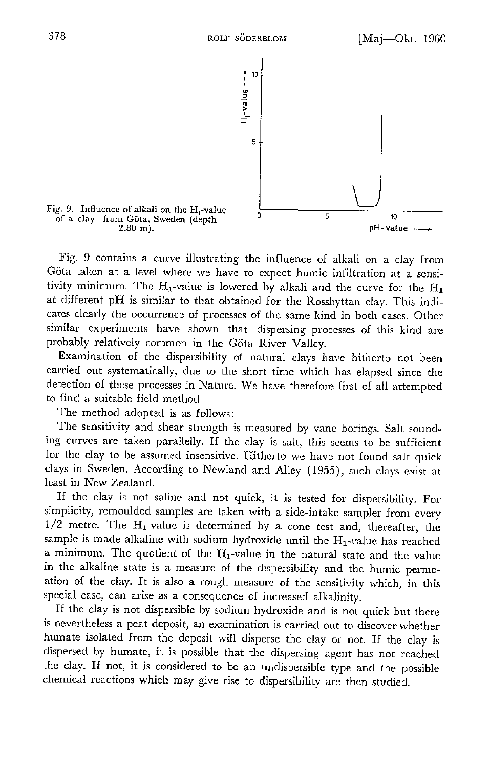Fig. 9. Influence of alkali on the $H_1$-value of a clay from Göta, Sweden (depth 2.80 m).

Fig. 9 contains a curve illustrating the influence of alkali on a clay from Göta taken at a level where we have to expect humic infiltration at a sensitivity minimum. The $H_1$-value is lowered by alkali and the curve for the $H_1$ at different pH is similar to that obtained for the Rosshyttan clay. This indicates clearly the occurrence of processes of the same kind in both cases. Other similar experiments have shown that dispersing processes of this kind are probably relatively common in the Göta River Valley.

Examination of the dispersibility of natural clays have hitherto not been carried out systematically, due to the short time which has elapsed since the detection of these processes in Nature. We have therefore first of all attempted to find a suitable field method.

The method adopted is as follows:

The sensitivity and shear strength is measured by vane borings. Salt sounding curves are taken parallelly. If the clay is salt, this seems to be sufficient for the clay to be assumed insensitive. Hitherto we have not found salt quick clays in Sweden. According to Newland and Alley (1955), such clays exist at least in New Zealand.

If the clay is not saline and not quick, it is tested for dispersibility. For simplicity, remoulded samples are taken with a side-intake sampler from every 1/2 metre. The $H_1$-value is determined by a cone test and, thereafter, the sample is made alkaline with sodium hydroxide until the $H_1$-value has reached a minimum. The quotient of the $H_1$-value in the natural state and the value in the alkaline state is a measure of the dispersibility and the humic permeation of the clay. It is also a rough measure of the sensitivity which, in this special case, can arise as a consequence of increased alkalinity.

If the clay is not dispersible by sodium hydroxide and is not quick but there is nevertheless a peat deposit, an examination is carried out to discover whether humate isolated from the deposit will disperse the clay or not. If the clay is dispersed by humate, it is possible that the dispersing agent has not reached the clay. If not, it is considered to be an undispersible type and the possible chemical reactions which may give rise to dispersibility are then studied.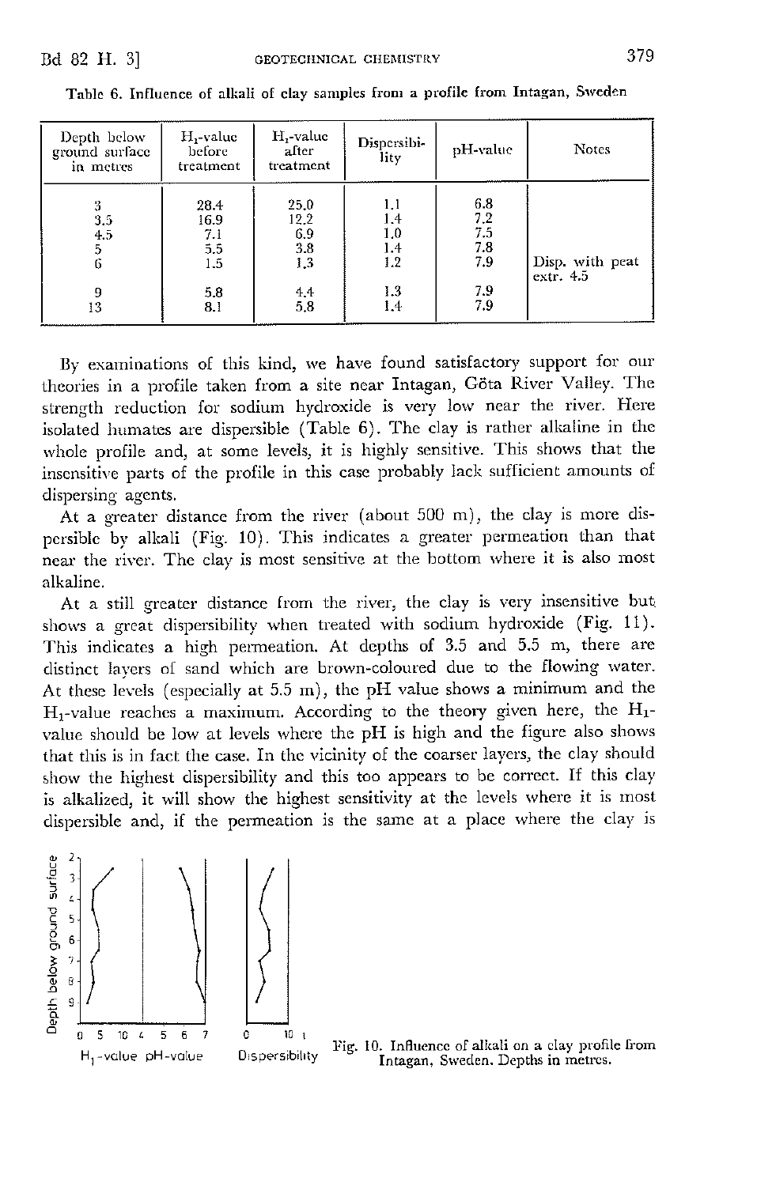Table 6. Influence of alkali of clay samples from a profile from Intagan, Sweden

| Depth below ground surface in metres | $H_1$-value before treatment | $H_1$-value after treatment | Dispersibility | pH-value | Notes |
|---|---|---|---|---|---|
| 3 | 28.4 | 25.0 | 1.1 | 6.8 | |
| 3.5 | 16.9 | 12.2 | 1.4 | 7.2 | |
| 4.5 | 7.1 | 6.9 | 1.0 | 7.5 | |
| 5 | 5.5 | 3.8 | 1.4 | 7.8 | |
| 6 | 1.5 | 1.3 | 1.2 | 7.9 | Disp. with peat extr. 4.5 |
| 9 | 5.8 | 4.4 | 1.3 | 7.9 | |
| 13 | 8.1 | 5.8 | 1.4 | 7.9 | |

By examinations of this kind, we have found satisfactory support for our theories in a profile taken from a site near Intagan, Göta River Valley. The strength reduction for sodium hydroxide is very low near the river. Here isolated humates are dispersible (Table 6). The clay is rather alkaline in the whole profile and, at some levels, it is highly sensitive. This shows that the insensitive parts of the profile in this case probably lack sufficient amounts of dispersing agents.

At a greater distance from the river (about 500 m), the clay is more dispersible by alkali (Fig. 10). This indicates a greater permeation than that near the river. The clay is most sensitive at the bottom where it is also most alkaline.

At a still greater distance from the river, the clay is very insensitive but shows a great dispersibility when treated with sodium hydroxide (Fig. 11). This indicates a high permeation. At depths of 3.5 and 5.5 m, there are distinct layers of sand which are brown-coloured due to the flowing water. At these levels (especially at 5.5 m), the pH value shows a minimum and the $H_1$-value reaches a maximum. According to the theory given here, the $H_1$-value should be low at levels where the pH is high and the figure also shows that this is in fact the case. In the vicinity of the coarser layers, the clay should show the highest dispersibility and this too appears to be correct. If this clay is alkalized, it will show the highest sensitivity at the levels where it is most dispersible and, if the permeation is the same at a place where the clay is

Fig. 10. Influence of alkali on a clay profile from Intagan, Sweden. Depths in metres.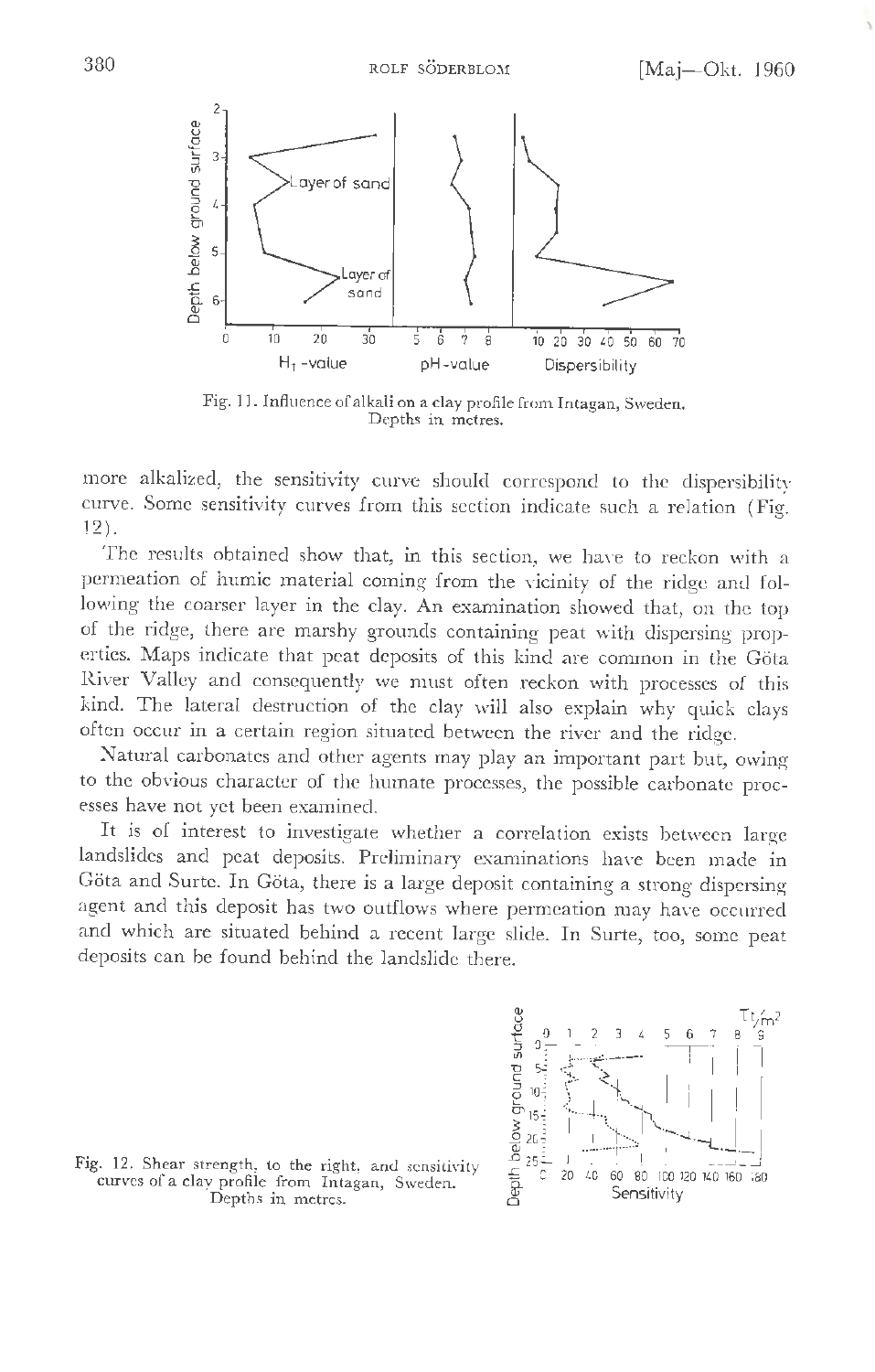Fig. 11. Influence of alkali on a clay profile from Intagan, Sweden. Depths in metres.

more alkalized, the sensitivity curve should correspond to the dispersibility curve. Some sensitivity curves from this section indicate such a relation (Fig. 12).

The results obtained show that, in this section, we have to reckon with a permeation of humic material coming from the vicinity of the ridge and following the coarser layer in the clay. An examination showed that, on the top of the ridge, there are marshy grounds containing peat with dispersing properties. Maps indicate that peat deposits of this kind are common in the Göta River Valley and consequently we must often reckon with processes of this kind. The lateral destruction of the clay will also explain why quick clays often occur in a certain region situated between the river and the ridge.

Natural carbonates and other agents may play an important part but, owing to the obvious character of the humate processes, the possible carbonate processes have not yet been examined.

It is of interest to investigate whether a correlation exists between large landslides and peat deposits. Preliminary examinations have been made in Göta and Surte. In Göta, there is a large deposit containing a strong dispersing agent and this deposit has two outflows where permeation may have occurred and which are situated behind a recent large slide. In Surte, too, some peat deposits can be found behind the landslide there.

Fig. 12. Shear strength, to the right, and sensitivity curves of a clay profile from Intagan, Sweden. Depths in metres.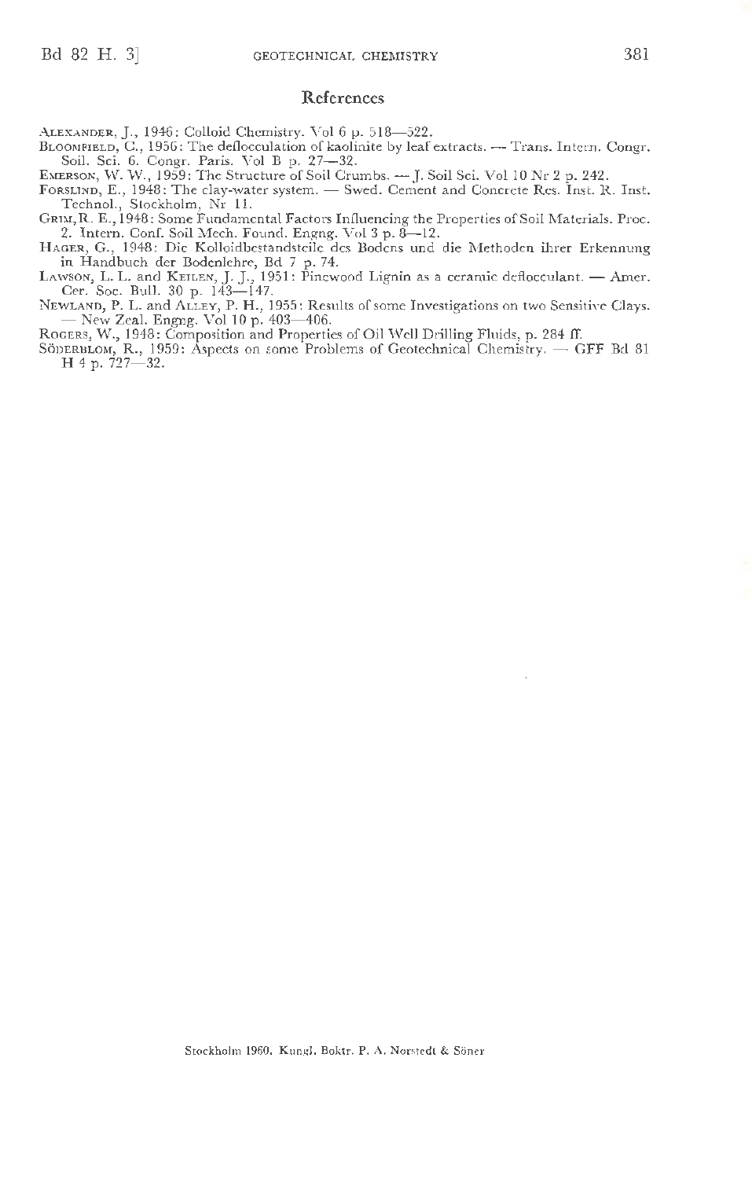## References

Alexander, J., 1946: Colloid Chemistry. Vol 6 p. 518—522.

Bloomfield, C., 1956: The deflocculation of kaolinite by leaf extracts. — Trans. Intern. Congr. Soil. Sci. 6. Congr. Paris. Vol B p. 27—32.

Emerson, W. W., 1959: The Structure of Soil Crumbs. — J. Soil Sci. Vol 10 Nr 2 p. 242.

Forslind, E., 1948: The clay-water system. — Swed. Cement and Concrete Res. Inst. R. Inst. Technol., Stockholm, Nr 11.

Grim, R. E., 1948: Some Fundamental Factors Influencing the Properties of Soil Materials. Proc. 2. Intern. Conf. Soil Mech. Found. Engng. Vol 3 p. 8—12.

Hager, G., 1948: Die Kolloidbestandsteile des Bodens und die Methoden ihrer Erkennung in Handbuch der Bodenlehre, Bd 7 p. 74.

Lawson, L. L. and Keilen, J. J., 1951: Pinewood Lignin as a ceramic deflocculant. — Amer. Cer. Soc. Bull. 30 p. 143—147.

Newland, P. L. and Alley, P. H., 1955: Results of some Investigations on two Sensitive Clays. — New Zeal. Engng. Vol 10 p. 403—406.

Rogers, W., 1948: Composition and Properties of Oil Well Drilling Fluids, p. 284 ff.

Söderblom, R., 1959: Aspects on some Problems of Geotechnical Chemistry. — GFF Bd 81 H 4 p. 727—32.

Stockholm 1960. Kungl. Boktr. P. A. Norstedt & Söner